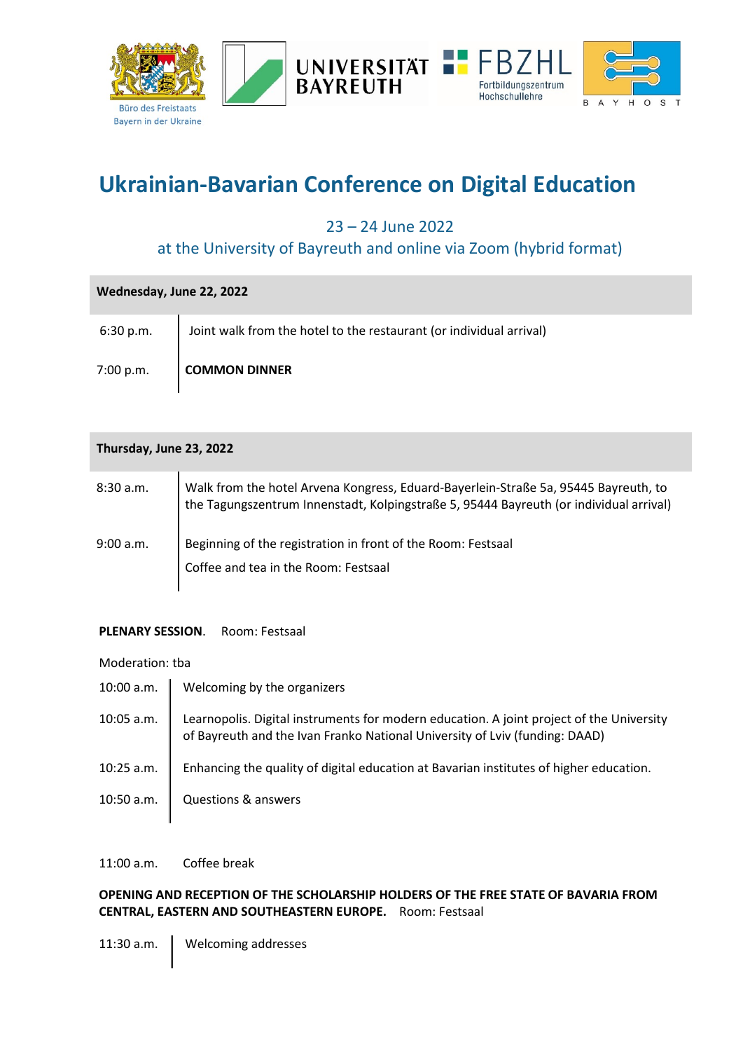Büro des Freistaats Bayern in der Ukraine

UNIVERSITÄT BAYREUTH

FBZHL Fortbildungszentrum Hochschullehre

BAYHOST

# Ukrainian-Bavarian Conference on Digital Education

23 – 24 June 2022

at the University of Bayreuth and online via Zoom (hybrid format)

## Wednesday, June 22, 2022

| | |
|---|---|
| 6:30 p.m. | Joint walk from the hotel to the restaurant (or individual arrival) |
| 7:00 p.m. | **COMMON DINNER** |

## Thursday, June 23, 2022

| | |
|---|---|
| 8:30 a.m. | Walk from the hotel Arvena Kongress, Eduard-Bayerlein-Straße 5a, 95445 Bayreuth, to the Tagungszentrum Innenstadt, Kolpingstraße 5, 95444 Bayreuth (or individual arrival) |
| 9:00 a.m. | Beginning of the registration in front of the Room: Festsaal<br>Coffee and tea in the Room: Festsaal |

**PLENARY SESSION**. Room: Festsaal

Moderation: tba

| | |
|---|---|
| 10:00 a.m. | Welcoming by the organizers |
| 10:05 a.m. | Learnopolis. Digital instruments for modern education. A joint project of the University of Bayreuth and the Ivan Franko National University of Lviv (funding: DAAD) |
| 10:25 a.m. | Enhancing the quality of digital education at Bavarian institutes of higher education. |
| 10:50 a.m. | Questions & answers |

11:00 a.m. Coffee break

**OPENING AND RECEPTION OF THE SCHOLARSHIP HOLDERS OF THE FREE STATE OF BAVARIA FROM CENTRAL, EASTERN AND SOUTHEASTERN EUROPE.** Room: Festsaal

| | |
|---|---|
| 11:30 a.m. | Welcoming addresses |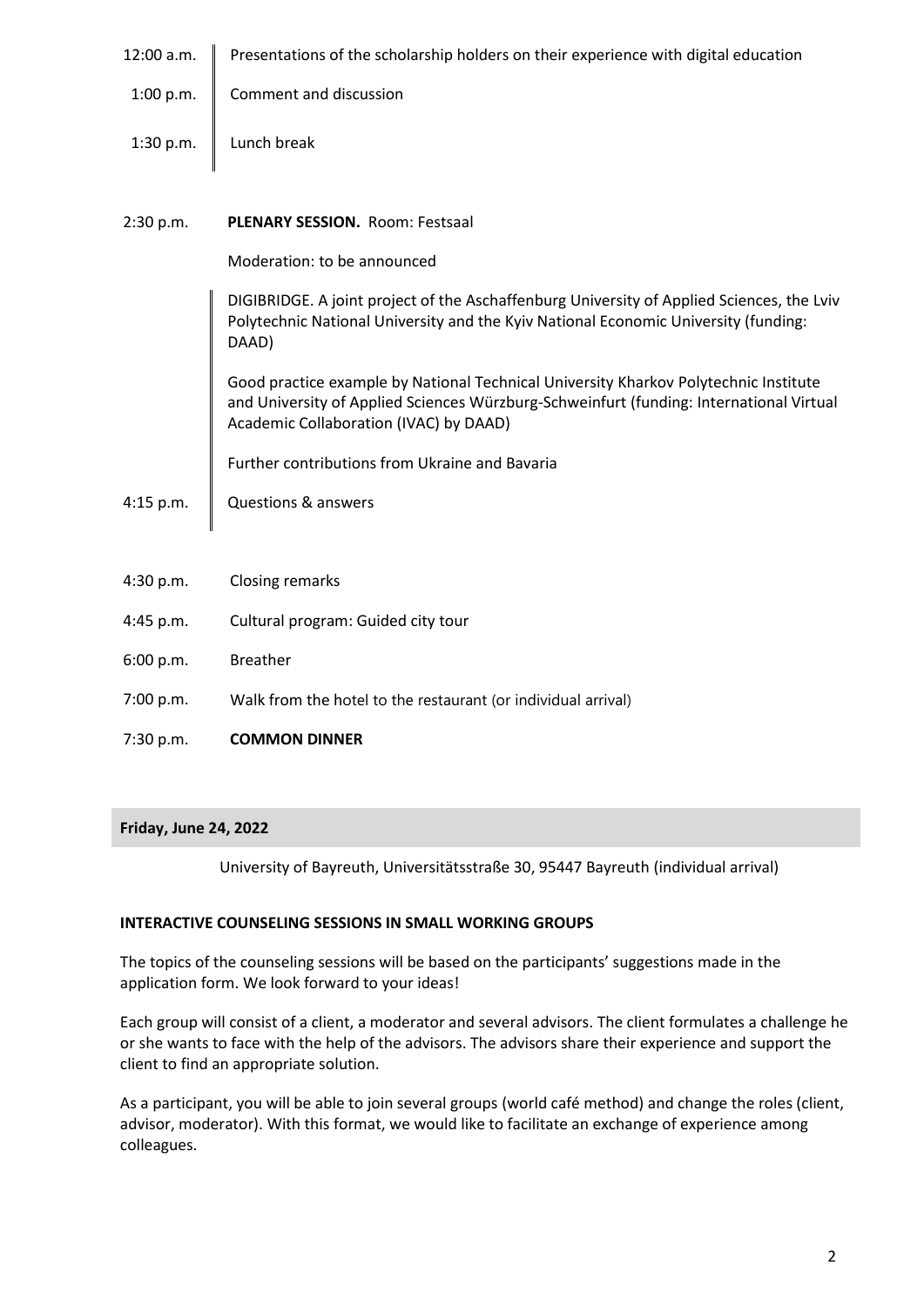| | |
|---|---|
| 12:00 a.m. | Presentations of the scholarship holders on their experience with digital education |
| 1:00 p.m. | Comment and discussion |
| 1:30 p.m. | Lunch break |
| 2:30 p.m. | **PLENARY SESSION.** Room: Festsaal |
| | Moderation: to be announced |
| | DIGIBRIDGE. A joint project of the Aschaffenburg University of Applied Sciences, the Lviv Polytechnic National University and the Kyiv National Economic University (funding: DAAD) |
| | Good practice example by National Technical University Kharkov Polytechnic Institute and University of Applied Sciences Würzburg-Schweinfurt (funding: International Virtual Academic Collaboration (IVAC) by DAAD) |
| | Further contributions from Ukraine and Bavaria |
| 4:15 p.m. | Questions & answers |
| 4:30 p.m. | Closing remarks |
| 4:45 p.m. | Cultural program: Guided city tour |
| 6:00 p.m. | Breather |
| 7:00 p.m. | Walk from the hotel to the restaurant (or individual arrival) |
| 7:30 p.m. | **COMMON DINNER** |

## Friday, June 24, 2022

University of Bayreuth, Universitätsstraße 30, 95447 Bayreuth (individual arrival)

### INTERACTIVE COUNSELING SESSIONS IN SMALL WORKING GROUPS

The topics of the counseling sessions will be based on the participants' suggestions made in the application form. We look forward to your ideas!

Each group will consist of a client, a moderator and several advisors. The client formulates a challenge he or she wants to face with the help of the advisors. The advisors share their experience and support the client to find an appropriate solution.

As a participant, you will be able to join several groups (world café method) and change the roles (client, advisor, moderator). With this format, we would like to facilitate an exchange of experience among colleagues.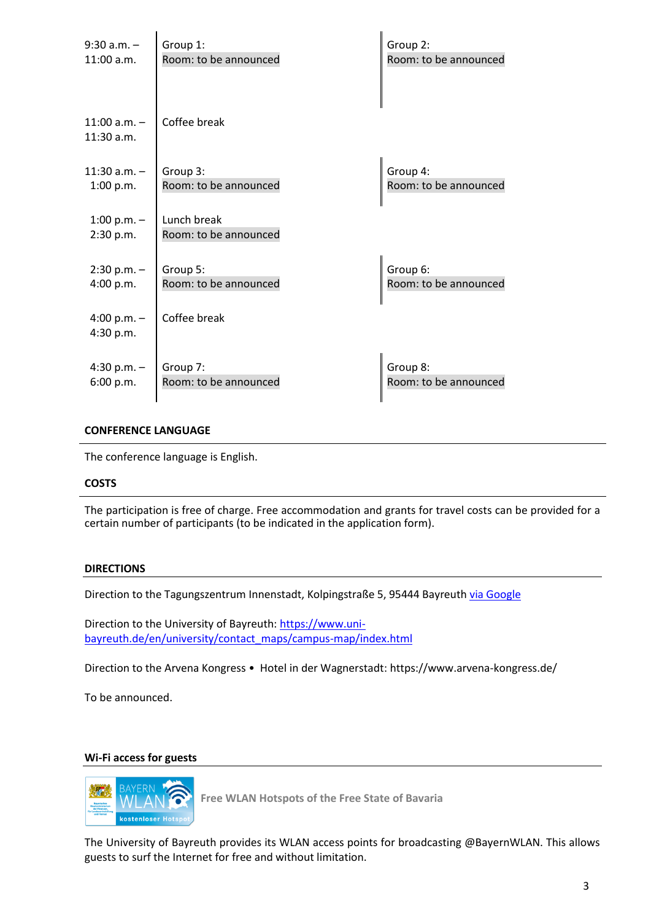| | | |
|---|---|---|
| 9:30 a.m. – 11:00 a.m. | Group 1: Room: to be announced | Group 2: Room: to be announced |
| 11:00 a.m. – 11:30 a.m. | Coffee break | |
| 11:30 a.m. – 1:00 p.m. | Group 3: Room: to be announced | Group 4: Room: to be announced |
| 1:00 p.m. – 2:30 p.m. | Lunch break Room: to be announced | |
| 2:30 p.m. – 4:00 p.m. | Group 5: Room: to be announced | Group 6: Room: to be announced |
| 4:00 p.m. – 4:30 p.m. | Coffee break | |
| 4:30 p.m. – 6:00 p.m. | Group 7: Room: to be announced | Group 8: Room: to be announced |

### CONFERENCE LANGUAGE

The conference language is English.

### COSTS

The participation is free of charge. Free accommodation and grants for travel costs can be provided for a certain number of participants (to be indicated in the application form).

### DIRECTIONS

Direction to the Tagungszentrum Innenstadt, Kolpingstraße 5, 95444 Bayreuth via Google

Direction to the University of Bayreuth: https://www.uni-bayreuth.de/en/university/contact_maps/campus-map/index.html

Direction to the Arvena Kongress • Hotel in der Wagnerstadt: https://www.arvena-kongress.de/

To be announced.

### Wi-Fi access for guests

BAYERN WLAN kostenloser Hotspot

**Free WLAN Hotspots of the Free State of Bavaria**

The University of Bayreuth provides its WLAN access points for broadcasting @BayernWLAN. This allows guests to surf the Internet for free and without limitation.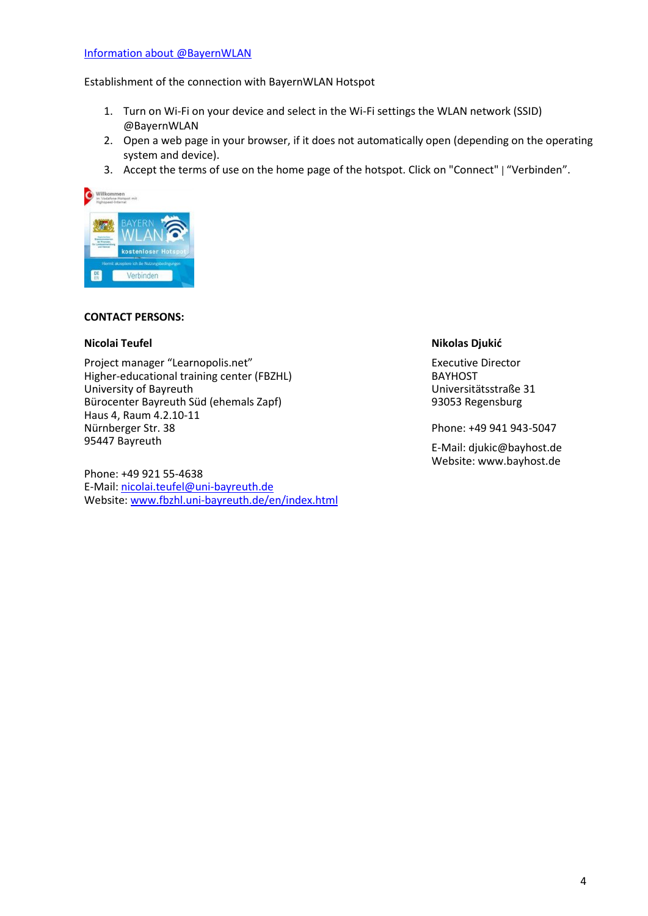[Information about @BayernWLAN](Information about @BayernWLAN)

Establishment of the connection with BayernWLAN Hotspot

1. Turn on Wi-Fi on your device and select in the Wi-Fi settings the WLAN network (SSID) @BayernWLAN
2. Open a web page in your browser, if it does not automatically open (depending on the operating system and device).
3. Accept the terms of use on the home page of the hotspot. Click on "Connect" | "Verbinden".

**CONTACT PERSONS:**

**Nicolai Teufel**

Project manager "Learnopolis.net"
Higher-educational training center (FBZHL)
University of Bayreuth
Bürocenter Bayreuth Süd (ehemals Zapf)
Haus 4, Raum 4.2.10-11
Nürnberger Str. 38
95447 Bayreuth

Phone: +49 921 55-4638
E-Mail: nicolai.teufel@uni-bayreuth.de
Website: www.fbzhl.uni-bayreuth.de/en/index.html

**Nikolas Djukić**

Executive Director
BAYHOST
Universitätsstraße 31
93053 Regensburg

Phone: +49 941 943-5047

E-Mail: djukic@bayhost.de
Website: www.bayhost.de